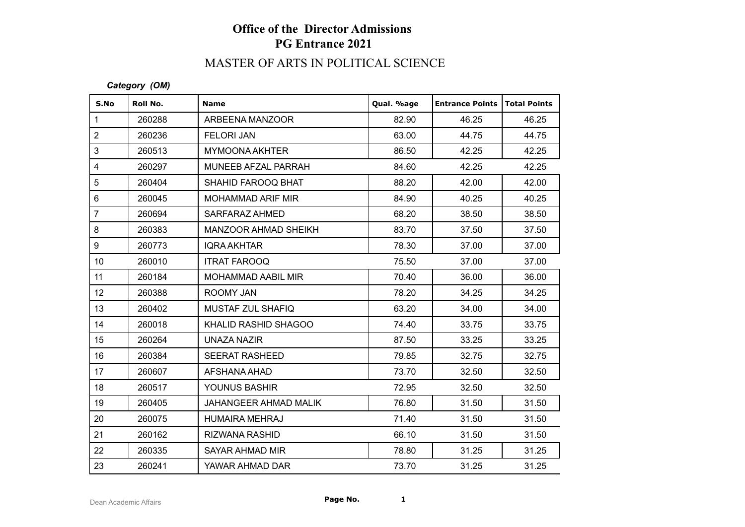# Office of the Director Admissions
## PG Entrance 2021

### MASTER OF ARTS IN POLITICAL SCIENCE

***Category (OM)***

| S.No | Roll No. | Name | Qual. %age | Entrance Points | Total Points |
|---|---|---|---|---|---|
| 1 | 260288 | ARBEENA MANZOOR | 82.90 | 46.25 | 46.25 |
| 2 | 260236 | FELORI JAN | 63.00 | 44.75 | 44.75 |
| 3 | 260513 | MYMOONA AKHTER | 86.50 | 42.25 | 42.25 |
| 4 | 260297 | MUNEEB AFZAL PARRAH | 84.60 | 42.25 | 42.25 |
| 5 | 260404 | SHAHID FAROOQ BHAT | 88.20 | 42.00 | 42.00 |
| 6 | 260045 | MOHAMMAD ARIF MIR | 84.90 | 40.25 | 40.25 |
| 7 | 260694 | SARFARAZ AHMED | 68.20 | 38.50 | 38.50 |
| 8 | 260383 | MANZOOR AHMAD SHEIKH | 83.70 | 37.50 | 37.50 |
| 9 | 260773 | IQRA AKHTAR | 78.30 | 37.00 | 37.00 |
| 10 | 260010 | ITRAT FAROOQ | 75.50 | 37.00 | 37.00 |
| 11 | 260184 | MOHAMMAD AABIL MIR | 70.40 | 36.00 | 36.00 |
| 12 | 260388 | ROOMY JAN | 78.20 | 34.25 | 34.25 |
| 13 | 260402 | MUSTAF ZUL SHAFIQ | 63.20 | 34.00 | 34.00 |
| 14 | 260018 | KHALID RASHID SHAGOO | 74.40 | 33.75 | 33.75 |
| 15 | 260264 | UNAZA NAZIR | 87.50 | 33.25 | 33.25 |
| 16 | 260384 | SEERAT RASHEED | 79.85 | 32.75 | 32.75 |
| 17 | 260607 | AFSHANA AHAD | 73.70 | 32.50 | 32.50 |
| 18 | 260517 | YOUNUS BASHIR | 72.95 | 32.50 | 32.50 |
| 19 | 260405 | JAHANGEER AHMAD MALIK | 76.80 | 31.50 | 31.50 |
| 20 | 260075 | HUMAIRA MEHRAJ | 71.40 | 31.50 | 31.50 |
| 21 | 260162 | RIZWANA RASHID | 66.10 | 31.50 | 31.50 |
| 22 | 260335 | SAYAR AHMAD MIR | 78.80 | 31.25 | 31.25 |
| 23 | 260241 | YAWAR AHMAD DAR | 73.70 | 31.25 | 31.25 |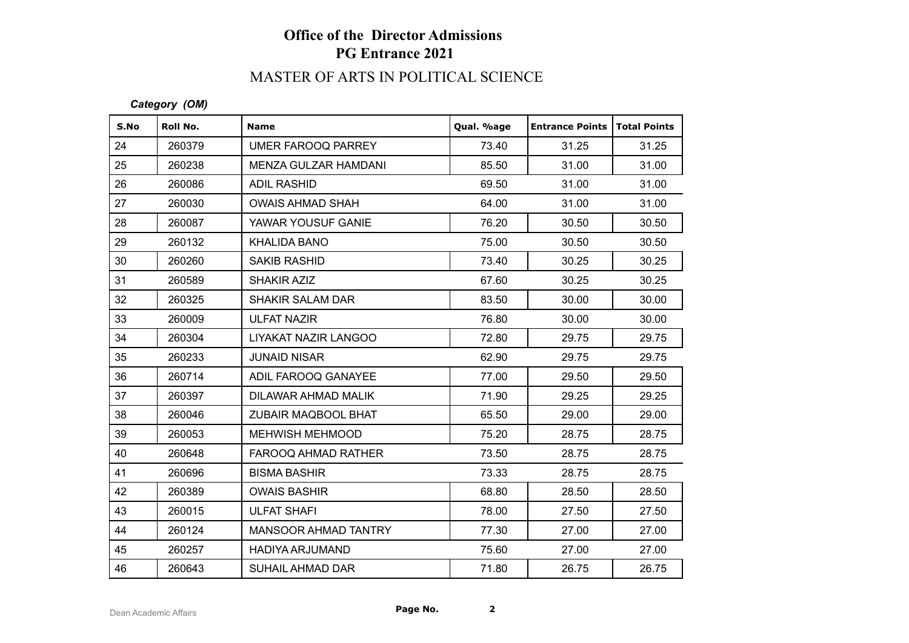# Office of the Director Admissions
# PG Entrance 2021

## MASTER OF ARTS IN POLITICAL SCIENCE

***Category (OM)***

| S.No | Roll No. | Name | Qual. %age | Entrance Points | Total Points |
|---|---|---|---|---|---|
| 24 | 260379 | UMER FAROOQ PARREY | 73.40 | 31.25 | 31.25 |
| 25 | 260238 | MENZA GULZAR HAMDANI | 85.50 | 31.00 | 31.00 |
| 26 | 260086 | ADIL RASHID | 69.50 | 31.00 | 31.00 |
| 27 | 260030 | OWAIS AHMAD SHAH | 64.00 | 31.00 | 31.00 |
| 28 | 260087 | YAWAR YOUSUF GANIE | 76.20 | 30.50 | 30.50 |
| 29 | 260132 | KHALIDA BANO | 75.00 | 30.50 | 30.50 |
| 30 | 260260 | SAKIB RASHID | 73.40 | 30.25 | 30.25 |
| 31 | 260589 | SHAKIR AZIZ | 67.60 | 30.25 | 30.25 |
| 32 | 260325 | SHAKIR SALAM DAR | 83.50 | 30.00 | 30.00 |
| 33 | 260009 | ULFAT NAZIR | 76.80 | 30.00 | 30.00 |
| 34 | 260304 | LIYAKAT NAZIR LANGOO | 72.80 | 29.75 | 29.75 |
| 35 | 260233 | JUNAID NISAR | 62.90 | 29.75 | 29.75 |
| 36 | 260714 | ADIL FAROOQ GANAYEE | 77.00 | 29.50 | 29.50 |
| 37 | 260397 | DILAWAR AHMAD MALIK | 71.90 | 29.25 | 29.25 |
| 38 | 260046 | ZUBAIR MAQBOOL BHAT | 65.50 | 29.00 | 29.00 |
| 39 | 260053 | MEHWISH MEHMOOD | 75.20 | 28.75 | 28.75 |
| 40 | 260648 | FAROOQ AHMAD RATHER | 73.50 | 28.75 | 28.75 |
| 41 | 260696 | BISMA BASHIR | 73.33 | 28.75 | 28.75 |
| 42 | 260389 | OWAIS BASHIR | 68.80 | 28.50 | 28.50 |
| 43 | 260015 | ULFAT SHAFI | 78.00 | 27.50 | 27.50 |
| 44 | 260124 | MANSOOR AHMAD TANTRY | 77.30 | 27.00 | 27.00 |
| 45 | 260257 | HADIYA ARJUMAND | 75.60 | 27.00 | 27.00 |
| 46 | 260643 | SUHAIL AHMAD DAR | 71.80 | 26.75 | 26.75 |

Dean Academic Affairs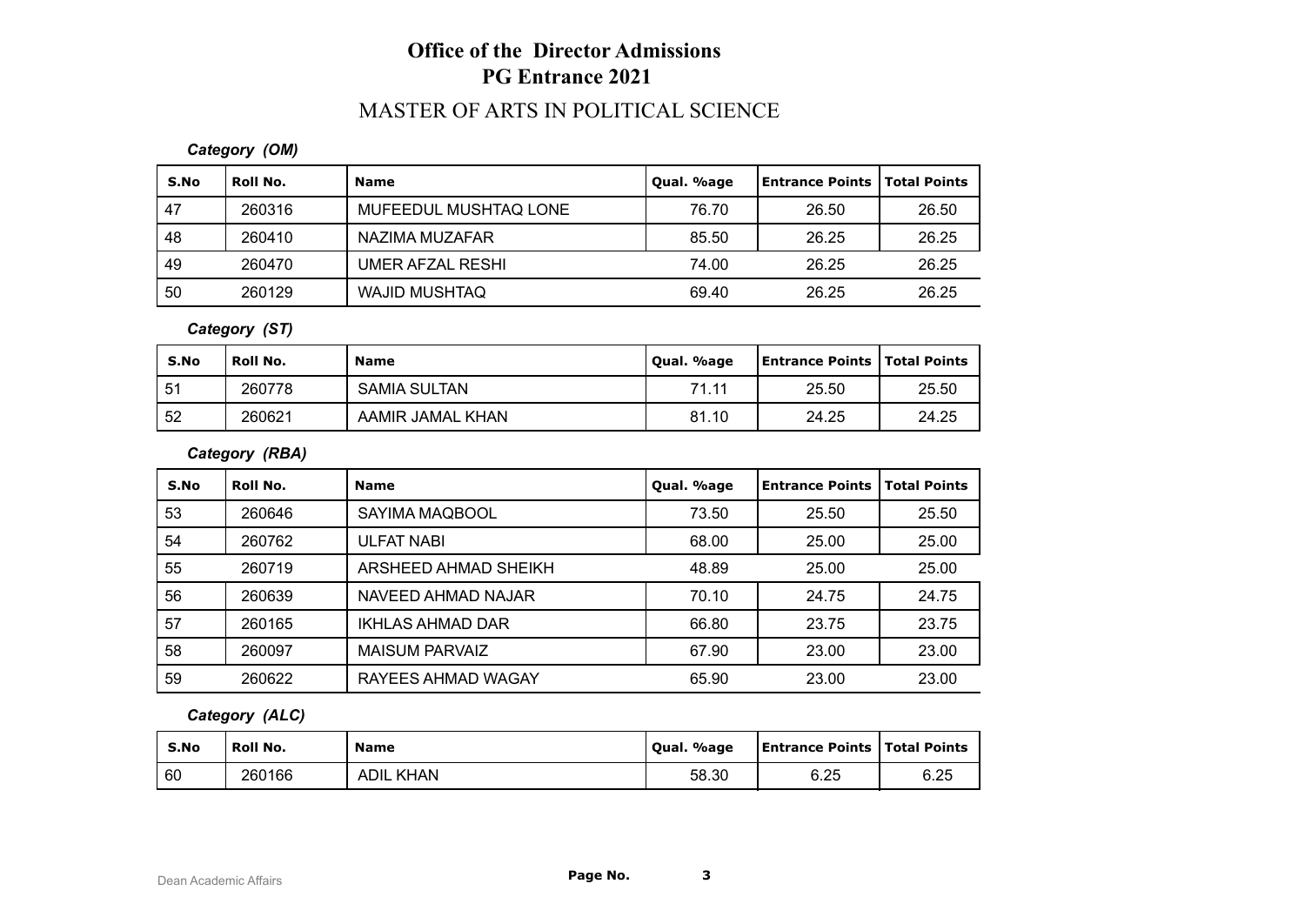# Office of the Director Admissions
## PG Entrance 2021
## MASTER OF ARTS IN POLITICAL SCIENCE

***Category (OM)***

| S.No | Roll No. | Name | Qual. %age | Entrance Points | Total Points |
|---|---|---|---|---|---|
| 47 | 260316 | MUFEEDUL MUSHTAQ LONE | 76.70 | 26.50 | 26.50 |
| 48 | 260410 | NAZIMA MUZAFAR | 85.50 | 26.25 | 26.25 |
| 49 | 260470 | UMER AFZAL RESHI | 74.00 | 26.25 | 26.25 |
| 50 | 260129 | WAJID MUSHTAQ | 69.40 | 26.25 | 26.25 |

***Category (ST)***

| S.No | Roll No. | Name | Qual. %age | Entrance Points | Total Points |
|---|---|---|---|---|---|
| 51 | 260778 | SAMIA SULTAN | 71.11 | 25.50 | 25.50 |
| 52 | 260621 | AAMIR JAMAL KHAN | 81.10 | 24.25 | 24.25 |

***Category (RBA)***

| S.No | Roll No. | Name | Qual. %age | Entrance Points | Total Points |
|---|---|---|---|---|---|
| 53 | 260646 | SAYIMA MAQBOOL | 73.50 | 25.50 | 25.50 |
| 54 | 260762 | ULFAT NABI | 68.00 | 25.00 | 25.00 |
| 55 | 260719 | ARSHEED AHMAD SHEIKH | 48.89 | 25.00 | 25.00 |
| 56 | 260639 | NAVEED AHMAD NAJAR | 70.10 | 24.75 | 24.75 |
| 57 | 260165 | IKHLAS AHMAD DAR | 66.80 | 23.75 | 23.75 |
| 58 | 260097 | MAISUM PARVAIZ | 67.90 | 23.00 | 23.00 |
| 59 | 260622 | RAYEES AHMAD WAGAY | 65.90 | 23.00 | 23.00 |

***Category (ALC)***

| S.No | Roll No. | Name | Qual. %age | Entrance Points | Total Points |
|---|---|---|---|---|---|
| 60 | 260166 | ADIL KHAN | 58.30 | 6.25 | 6.25 |

Dean Academic Affairs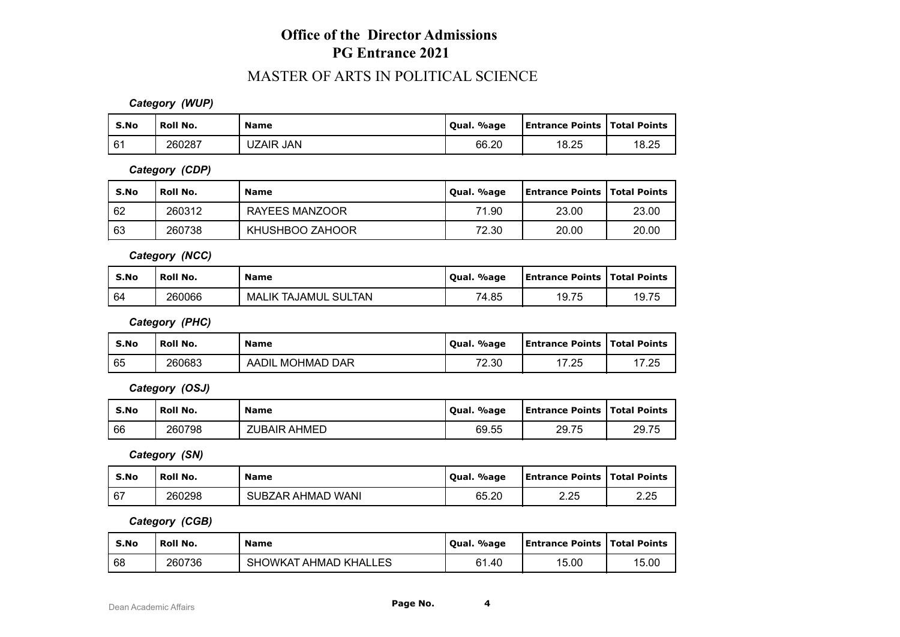# Office of the Director Admissions
## PG Entrance 2021

## MASTER OF ARTS IN POLITICAL SCIENCE

***Category (WUP)***

| S.No | Roll No. | Name | Qual. %age | Entrance Points | Total Points |
|---|---|---|---|---|---|
| 61 | 260287 | UZAIR JAN | 66.20 | 18.25 | 18.25 |

***Category (CDP)***

| S.No | Roll No. | Name | Qual. %age | Entrance Points | Total Points |
|---|---|---|---|---|---|
| 62 | 260312 | RAYEES MANZOOR | 71.90 | 23.00 | 23.00 |
| 63 | 260738 | KHUSHBOO ZAHOOR | 72.30 | 20.00 | 20.00 |

***Category (NCC)***

| S.No | Roll No. | Name | Qual. %age | Entrance Points | Total Points |
|---|---|---|---|---|---|
| 64 | 260066 | MALIK TAJAMUL SULTAN | 74.85 | 19.75 | 19.75 |

***Category (PHC)***

| S.No | Roll No. | Name | Qual. %age | Entrance Points | Total Points |
|---|---|---|---|---|---|
| 65 | 260683 | AADIL MOHMAD DAR | 72.30 | 17.25 | 17.25 |

***Category (OSJ)***

| S.No | Roll No. | Name | Qual. %age | Entrance Points | Total Points |
|---|---|---|---|---|---|
| 66 | 260798 | ZUBAIR AHMED | 69.55 | 29.75 | 29.75 |

***Category (SN)***

| S.No | Roll No. | Name | Qual. %age | Entrance Points | Total Points |
|---|---|---|---|---|---|
| 67 | 260298 | SUBZAR AHMAD WANI | 65.20 | 2.25 | 2.25 |

***Category (CGB)***

| S.No | Roll No. | Name | Qual. %age | Entrance Points | Total Points |
|---|---|---|---|---|---|
| 68 | 260736 | SHOWKAT AHMAD KHALLES | 61.40 | 15.00 | 15.00 |

Dean Academic Affairs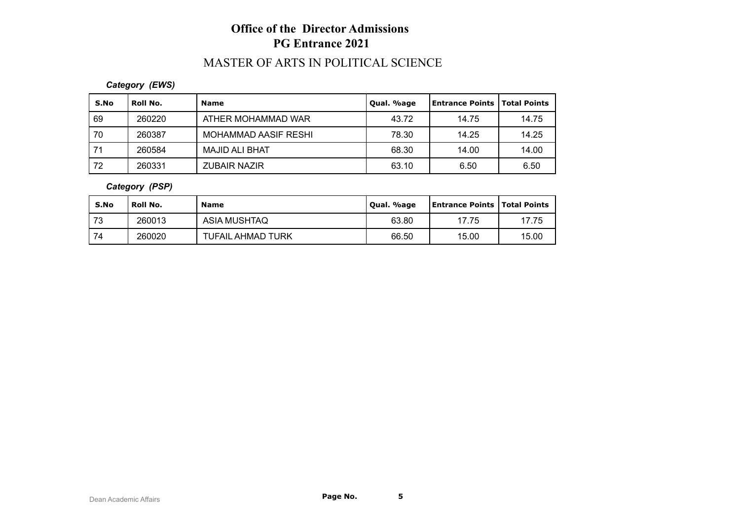# Office of the Director Admissions
## PG Entrance 2021

### MASTER OF ARTS IN POLITICAL SCIENCE

***Category (EWS)***

| S.No | Roll No. | Name | Qual. %age | Entrance Points | Total Points |
|---|---|---|---|---|---|
| 69 | 260220 | ATHER MOHAMMAD WAR | 43.72 | 14.75 | 14.75 |
| 70 | 260387 | MOHAMMAD AASIF RESHI | 78.30 | 14.25 | 14.25 |
| 71 | 260584 | MAJID ALI BHAT | 68.30 | 14.00 | 14.00 |
| 72 | 260331 | ZUBAIR NAZIR | 63.10 | 6.50 | 6.50 |

***Category (PSP)***

| S.No | Roll No. | Name | Qual. %age | Entrance Points | Total Points |
|---|---|---|---|---|---|
| 73 | 260013 | ASIA MUSHTAQ | 63.80 | 17.75 | 17.75 |
| 74 | 260020 | TUFAIL AHMAD TURK | 66.50 | 15.00 | 15.00 |

Dean Academic Affairs